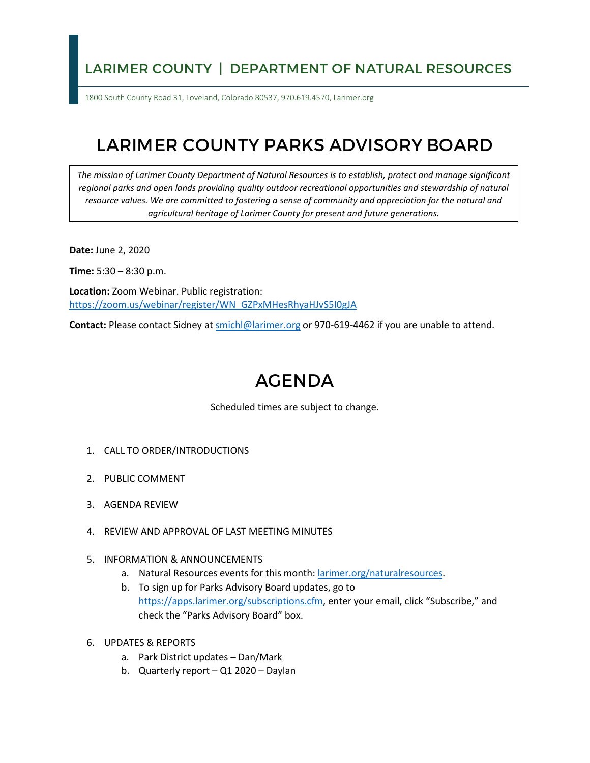# LARIMER COUNTY | DEPARTMENT OF NATURAL RESOURCES

1800 South County Road 31, Loveland, Colorado 80537, 970.619.4570, Larimer.org

# LARIMER COUNTY PARKS ADVISORY BOARD

*The mission of Larimer County Department of Natural Resources is to establish, protect and manage significant regional parks and open lands providing quality outdoor recreational opportunities and stewardship of natural resource values. We are committed to fostering a sense of community and appreciation for the natural and agricultural heritage of Larimer County for present and future generations.*

**Date:** June 2, 2020

**Time:** 5:30 – 8:30 p.m.

**Location:** Zoom Webinar. Public registration: https://zoom.us/webinar/register/WN_GZPxMHesRhyaHJvS5I0gJA

**Contact:** Please contact Sidney at smichl@larimer.org or 970-619-4462 if you are unable to attend.

# AGENDA

Scheduled times are subject to change.

1. CALL TO ORDER/INTRODUCTIONS
2. PUBLIC COMMENT
3. AGENDA REVIEW
4. REVIEW AND APPROVAL OF LAST MEETING MINUTES
5. INFORMATION & ANNOUNCEMENTS
   a. Natural Resources events for this month: larimer.org/naturalresources.
   b. To sign up for Parks Advisory Board updates, go to https://apps.larimer.org/subscriptions.cfm, enter your email, click "Subscribe," and check the "Parks Advisory Board" box.
6. UPDATES & REPORTS
   a. Park District updates – Dan/Mark
   b. Quarterly report – Q1 2020 – Daylan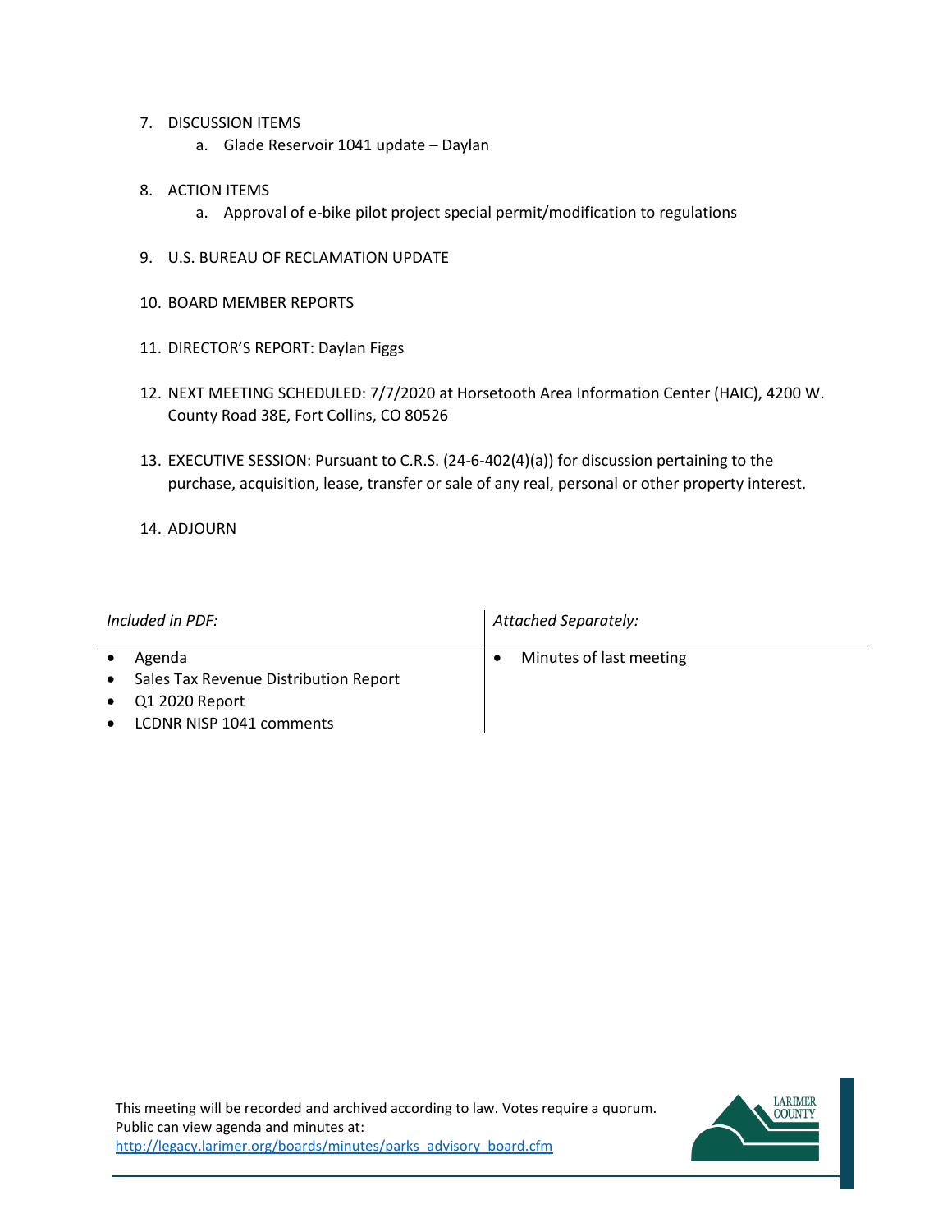7. DISCUSSION ITEMS
    a. Glade Reservoir 1041 update – Daylan

8. ACTION ITEMS
    a. Approval of e-bike pilot project special permit/modification to regulations

9. U.S. BUREAU OF RECLAMATION UPDATE

10. BOARD MEMBER REPORTS

11. DIRECTOR'S REPORT: Daylan Figgs

12. NEXT MEETING SCHEDULED: 7/7/2020 at Horsetooth Area Information Center (HAIC), 4200 W. County Road 38E, Fort Collins, CO 80526

13. EXECUTIVE SESSION: Pursuant to C.R.S. (24-6-402(4)(a)) for discussion pertaining to the purchase, acquisition, lease, transfer or sale of any real, personal or other property interest.

14. ADJOURN

| *Included in PDF:* | *Attached Separately:* |
|---|---|
| • Agenda<br>• Sales Tax Revenue Distribution Report<br>• Q1 2020 Report<br>• LCDNR NISP 1041 comments | • Minutes of last meeting |

This meeting will be recorded and archived according to law. Votes require a quorum.
Public can view agenda and minutes at:
http://legacy.larimer.org/boards/minutes/parks_advisory_board.cfm